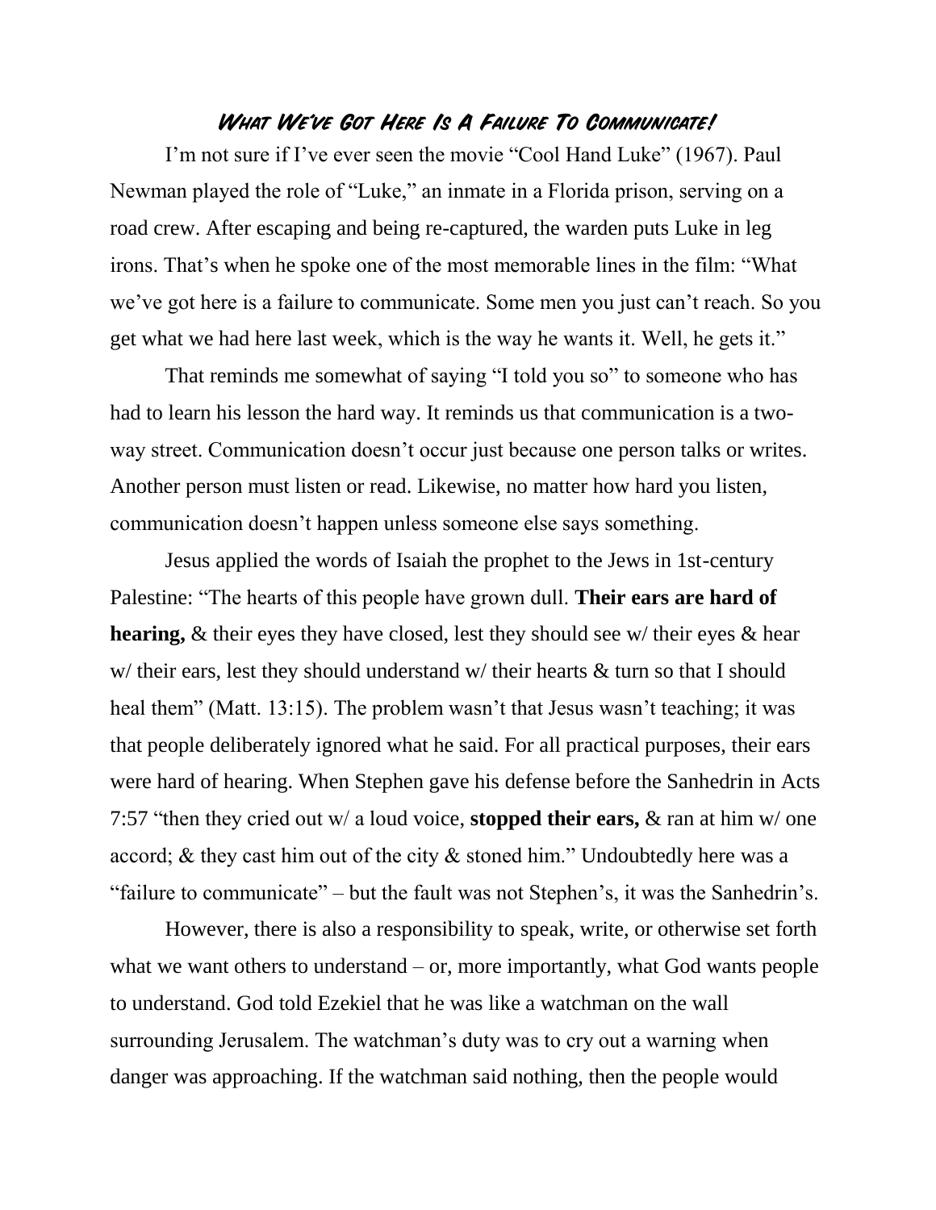# *What We've Got Here Is A Failure To Communicate!*

I'm not sure if I've ever seen the movie "Cool Hand Luke" (1967). Paul Newman played the role of "Luke," an inmate in a Florida prison, serving on a road crew. After escaping and being re-captured, the warden puts Luke in leg irons. That's when he spoke one of the most memorable lines in the film: "What we've got here is a failure to communicate. Some men you just can't reach. So you get what we had here last week, which is the way he wants it. Well, he gets it."

That reminds me somewhat of saying "I told you so" to someone who has had to learn his lesson the hard way. It reminds us that communication is a two-way street. Communication doesn't occur just because one person talks or writes. Another person must listen or read. Likewise, no matter how hard you listen, communication doesn't happen unless someone else says something.

Jesus applied the words of Isaiah the prophet to the Jews in 1st-century Palestine: "The hearts of this people have grown dull. **Their ears are hard of hearing,** & their eyes they have closed, lest they should see w/ their eyes & hear w/ their ears, lest they should understand w/ their hearts & turn so that I should heal them" (Matt. 13:15). The problem wasn't that Jesus wasn't teaching; it was that people deliberately ignored what he said. For all practical purposes, their ears were hard of hearing. When Stephen gave his defense before the Sanhedrin in Acts 7:57 "then they cried out w/ a loud voice, **stopped their ears,** & ran at him w/ one accord; & they cast him out of the city & stoned him." Undoubtedly here was a "failure to communicate" – but the fault was not Stephen's, it was the Sanhedrin's.

However, there is also a responsibility to speak, write, or otherwise set forth what we want others to understand – or, more importantly, what God wants people to understand. God told Ezekiel that he was like a watchman on the wall surrounding Jerusalem. The watchman's duty was to cry out a warning when danger was approaching. If the watchman said nothing, then the people would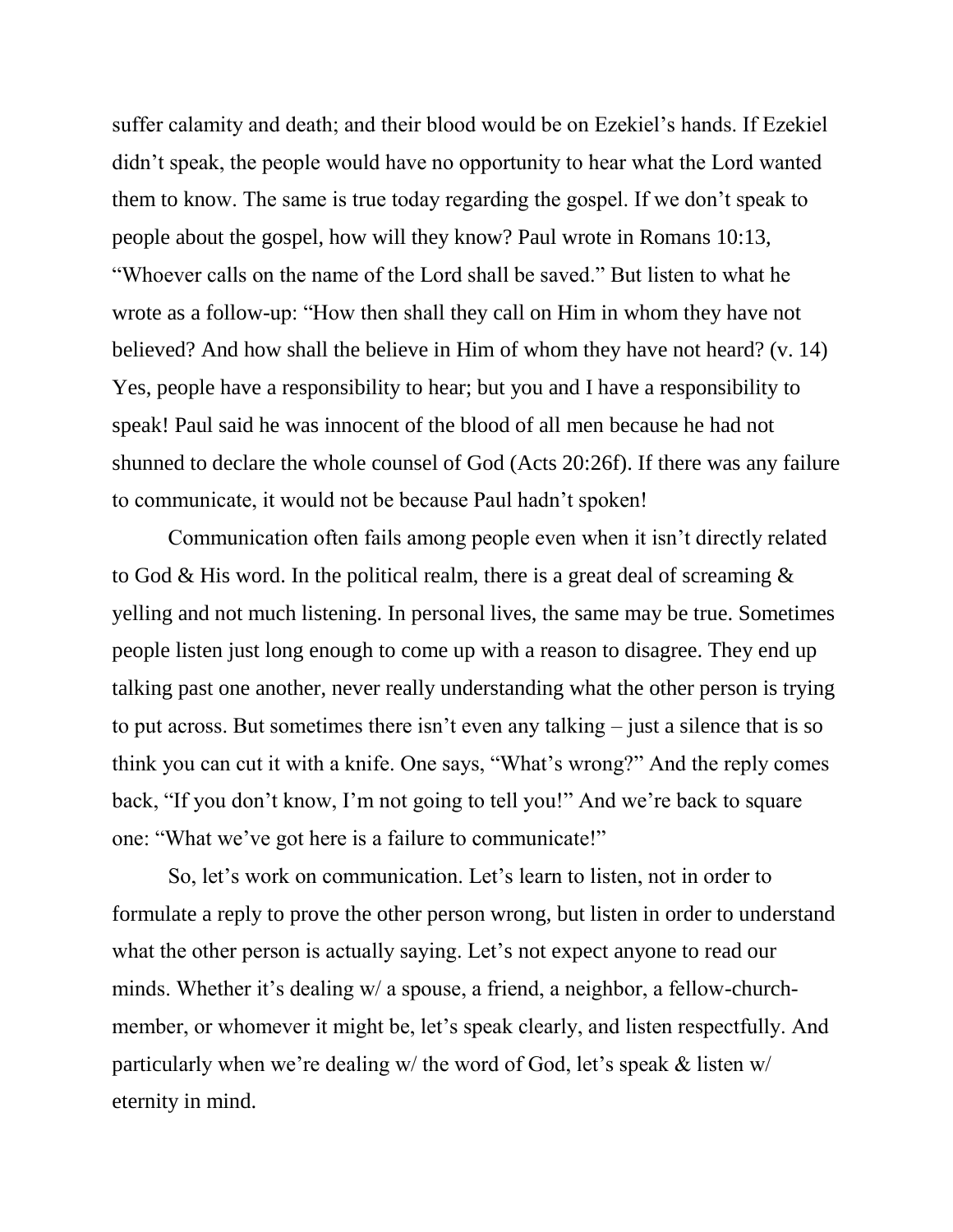suffer calamity and death; and their blood would be on Ezekiel's hands. If Ezekiel didn't speak, the people would have no opportunity to hear what the Lord wanted them to know. The same is true today regarding the gospel. If we don't speak to people about the gospel, how will they know? Paul wrote in Romans 10:13, "Whoever calls on the name of the Lord shall be saved." But listen to what he wrote as a follow-up: "How then shall they call on Him in whom they have not believed? And how shall the believe in Him of whom they have not heard? (v. 14) Yes, people have a responsibility to hear; but you and I have a responsibility to speak! Paul said he was innocent of the blood of all men because he had not shunned to declare the whole counsel of God (Acts 20:26f). If there was any failure to communicate, it would not be because Paul hadn't spoken!

Communication often fails among people even when it isn't directly related to God & His word. In the political realm, there is a great deal of screaming & yelling and not much listening. In personal lives, the same may be true. Sometimes people listen just long enough to come up with a reason to disagree. They end up talking past one another, never really understanding what the other person is trying to put across. But sometimes there isn't even any talking – just a silence that is so think you can cut it with a knife. One says, "What's wrong?" And the reply comes back, "If you don't know, I'm not going to tell you!" And we're back to square one: "What we've got here is a failure to communicate!"

So, let's work on communication. Let's learn to listen, not in order to formulate a reply to prove the other person wrong, but listen in order to understand what the other person is actually saying. Let's not expect anyone to read our minds. Whether it's dealing w/ a spouse, a friend, a neighbor, a fellow-church-member, or whomever it might be, let's speak clearly, and listen respectfully. And particularly when we're dealing w/ the word of God, let's speak & listen w/ eternity in mind.